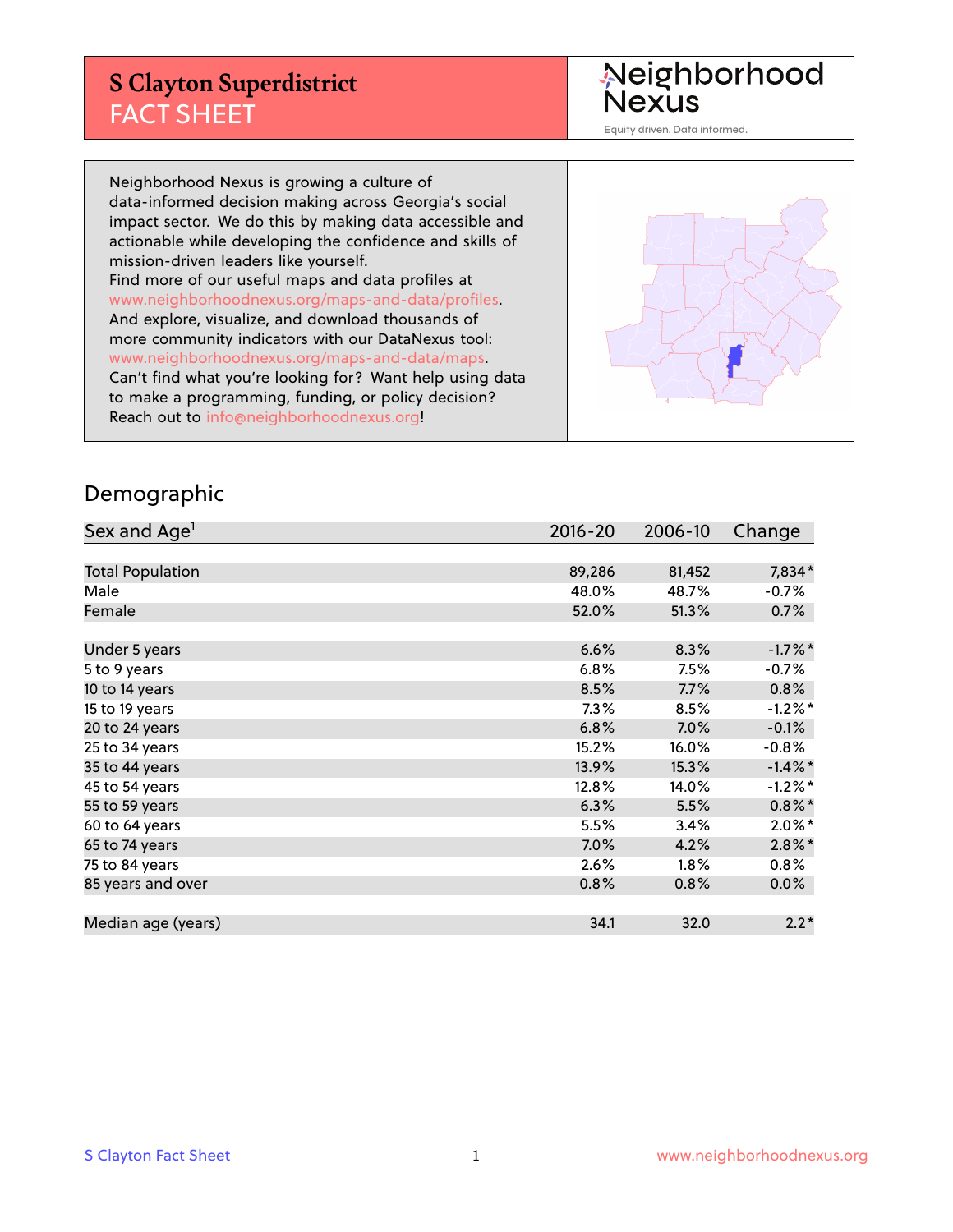# S Clayton Superdistrict
## FACT SHEET

Neighborhood Nexus
Equity driven. Data informed.

Neighborhood Nexus is growing a culture of data-informed decision making across Georgia's social impact sector. We do this by making data accessible and actionable while developing the confidence and skills of mission-driven leaders like yourself.
Find more of our useful maps and data profiles at www.neighborhoodnexus.org/maps-and-data/profiles.
And explore, visualize, and download thousands of more community indicators with our DataNexus tool: www.neighborhoodnexus.org/maps-and-data/maps.
Can't find what you're looking for? Want help using data to make a programming, funding, or policy decision? Reach out to info@neighborhoodnexus.org!

## Demographic

| Sex and Age[1] | 2016-20 | 2006-10 | Change |
|---|---|---|---|
| Total Population | 89,286 | 81,452 | 7,834* |
| Male | 48.0% | 48.7% | -0.7% |
| Female | 52.0% | 51.3% | 0.7% |
| | | | |
| Under 5 years | 6.6% | 8.3% | -1.7%* |
| 5 to 9 years | 6.8% | 7.5% | -0.7% |
| 10 to 14 years | 8.5% | 7.7% | 0.8% |
| 15 to 19 years | 7.3% | 8.5% | -1.2%* |
| 20 to 24 years | 6.8% | 7.0% | -0.1% |
| 25 to 34 years | 15.2% | 16.0% | -0.8% |
| 35 to 44 years | 13.9% | 15.3% | -1.4%* |
| 45 to 54 years | 12.8% | 14.0% | -1.2%* |
| 55 to 59 years | 6.3% | 5.5% | 0.8%* |
| 60 to 64 years | 5.5% | 3.4% | 2.0%* |
| 65 to 74 years | 7.0% | 4.2% | 2.8%* |
| 75 to 84 years | 2.6% | 1.8% | 0.8% |
| 85 years and over | 0.8% | 0.8% | 0.0% |
| | | | |
| Median age (years) | 34.1 | 32.0 | 2.2* |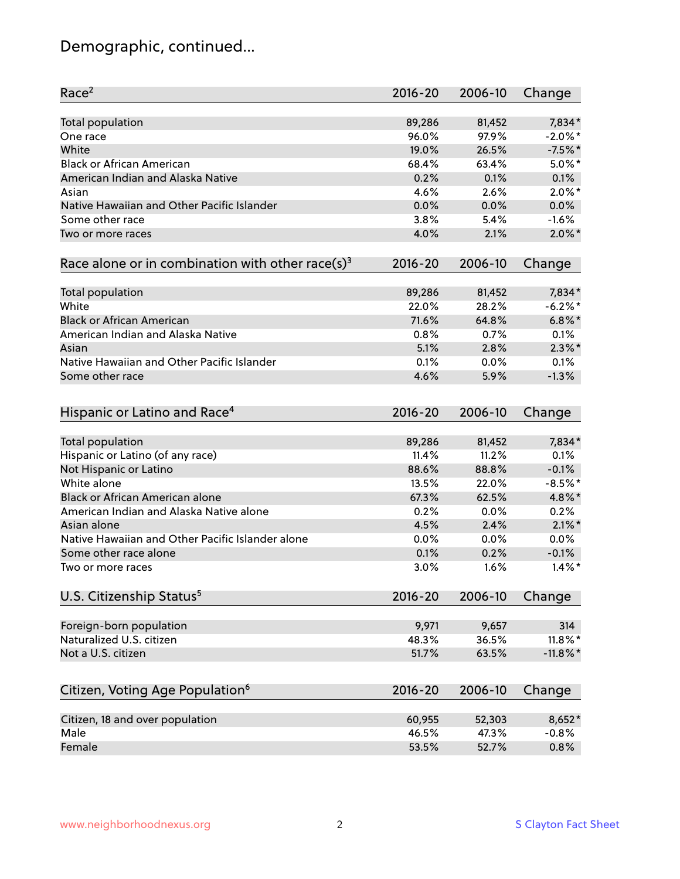## Demographic, continued...

| Race[2] | 2016-20 | 2006-10 | Change |
|---|---|---|---|
| Total population | 89,286 | 81,452 | 7,834* |
| One race | 96.0% | 97.9% | -2.0%* |
| White | 19.0% | 26.5% | -7.5%* |
| Black or African American | 68.4% | 63.4% | 5.0%* |
| American Indian and Alaska Native | 0.2% | 0.1% | 0.1% |
| Asian | 4.6% | 2.6% | 2.0%* |
| Native Hawaiian and Other Pacific Islander | 0.0% | 0.0% | 0.0% |
| Some other race | 3.8% | 5.4% | -1.6% |
| Two or more races | 4.0% | 2.1% | 2.0%* |

| Race alone or in combination with other race(s)[3] | 2016-20 | 2006-10 | Change |
|---|---|---|---|
| Total population | 89,286 | 81,452 | 7,834* |
| White | 22.0% | 28.2% | -6.2%* |
| Black or African American | 71.6% | 64.8% | 6.8%* |
| American Indian and Alaska Native | 0.8% | 0.7% | 0.1% |
| Asian | 5.1% | 2.8% | 2.3%* |
| Native Hawaiian and Other Pacific Islander | 0.1% | 0.0% | 0.1% |
| Some other race | 4.6% | 5.9% | -1.3% |

| Hispanic or Latino and Race[4] | 2016-20 | 2006-10 | Change |
|---|---|---|---|
| Total population | 89,286 | 81,452 | 7,834* |
| Hispanic or Latino (of any race) | 11.4% | 11.2% | 0.1% |
| Not Hispanic or Latino | 88.6% | 88.8% | -0.1% |
| White alone | 13.5% | 22.0% | -8.5%* |
| Black or African American alone | 67.3% | 62.5% | 4.8%* |
| American Indian and Alaska Native alone | 0.2% | 0.0% | 0.2% |
| Asian alone | 4.5% | 2.4% | 2.1%* |
| Native Hawaiian and Other Pacific Islander alone | 0.0% | 0.0% | 0.0% |
| Some other race alone | 0.1% | 0.2% | -0.1% |
| Two or more races | 3.0% | 1.6% | 1.4%* |

| U.S. Citizenship Status[5] | 2016-20 | 2006-10 | Change |
|---|---|---|---|
| Foreign-born population | 9,971 | 9,657 | 314 |
| Naturalized U.S. citizen | 48.3% | 36.5% | 11.8%* |
| Not a U.S. citizen | 51.7% | 63.5% | -11.8%* |

| Citizen, Voting Age Population[6] | 2016-20 | 2006-10 | Change |
|---|---|---|---|
| Citizen, 18 and over population | 60,955 | 52,303 | 8,652* |
| Male | 46.5% | 47.3% | -0.8% |
| Female | 53.5% | 52.7% | 0.8% |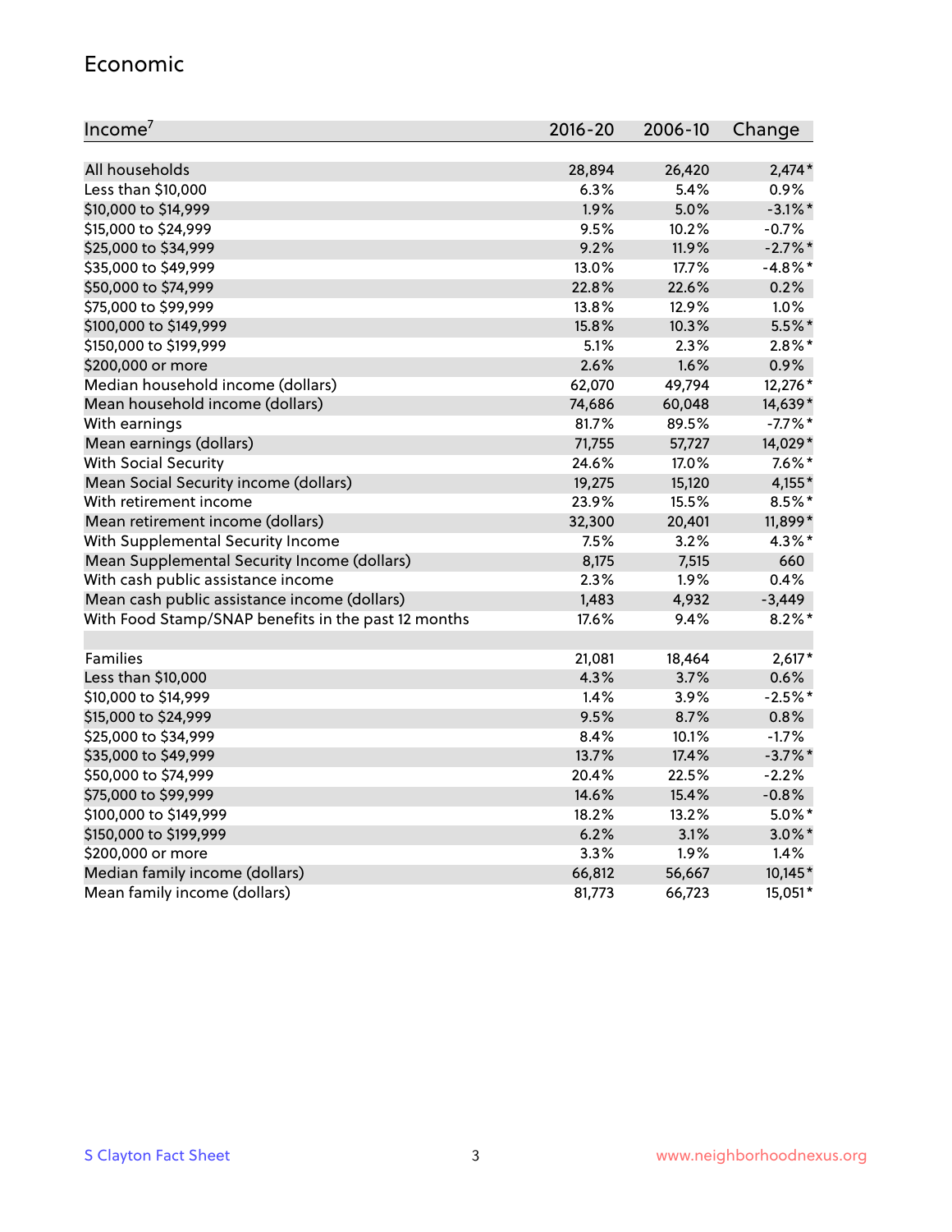## Economic

| Income[7] | 2016-20 | 2006-10 | Change |
|---|---|---|---|
| All households | 28,894 | 26,420 | 2,474* |
| Less than $10,000 | 6.3% | 5.4% | 0.9% |
| $10,000 to $14,999 | 1.9% | 5.0% | -3.1%* |
| $15,000 to $24,999 | 9.5% | 10.2% | -0.7% |
| $25,000 to $34,999 | 9.2% | 11.9% | -2.7%* |
| $35,000 to $49,999 | 13.0% | 17.7% | -4.8%* |
| $50,000 to $74,999 | 22.8% | 22.6% | 0.2% |
| $75,000 to $99,999 | 13.8% | 12.9% | 1.0% |
| $100,000 to $149,999 | 15.8% | 10.3% | 5.5%* |
| $150,000 to $199,999 | 5.1% | 2.3% | 2.8%* |
| $200,000 or more | 2.6% | 1.6% | 0.9% |
| Median household income (dollars) | 62,070 | 49,794 | 12,276* |
| Mean household income (dollars) | 74,686 | 60,048 | 14,639* |
| With earnings | 81.7% | 89.5% | -7.7%* |
| Mean earnings (dollars) | 71,755 | 57,727 | 14,029* |
| With Social Security | 24.6% | 17.0% | 7.6%* |
| Mean Social Security income (dollars) | 19,275 | 15,120 | 4,155* |
| With retirement income | 23.9% | 15.5% | 8.5%* |
| Mean retirement income (dollars) | 32,300 | 20,401 | 11,899* |
| With Supplemental Security Income | 7.5% | 3.2% | 4.3%* |
| Mean Supplemental Security Income (dollars) | 8,175 | 7,515 | 660 |
| With cash public assistance income | 2.3% | 1.9% | 0.4% |
| Mean cash public assistance income (dollars) | 1,483 | 4,932 | -3,449 |
| With Food Stamp/SNAP benefits in the past 12 months | 17.6% | 9.4% | 8.2%* |
| | | | |
| Families | 21,081 | 18,464 | 2,617* |
| Less than $10,000 | 4.3% | 3.7% | 0.6% |
| $10,000 to $14,999 | 1.4% | 3.9% | -2.5%* |
| $15,000 to $24,999 | 9.5% | 8.7% | 0.8% |
| $25,000 to $34,999 | 8.4% | 10.1% | -1.7% |
| $35,000 to $49,999 | 13.7% | 17.4% | -3.7%* |
| $50,000 to $74,999 | 20.4% | 22.5% | -2.2% |
| $75,000 to $99,999 | 14.6% | 15.4% | -0.8% |
| $100,000 to $149,999 | 18.2% | 13.2% | 5.0%* |
| $150,000 to $199,999 | 6.2% | 3.1% | 3.0%* |
| $200,000 or more | 3.3% | 1.9% | 1.4% |
| Median family income (dollars) | 66,812 | 56,667 | 10,145* |
| Mean family income (dollars) | 81,773 | 66,723 | 15,051* |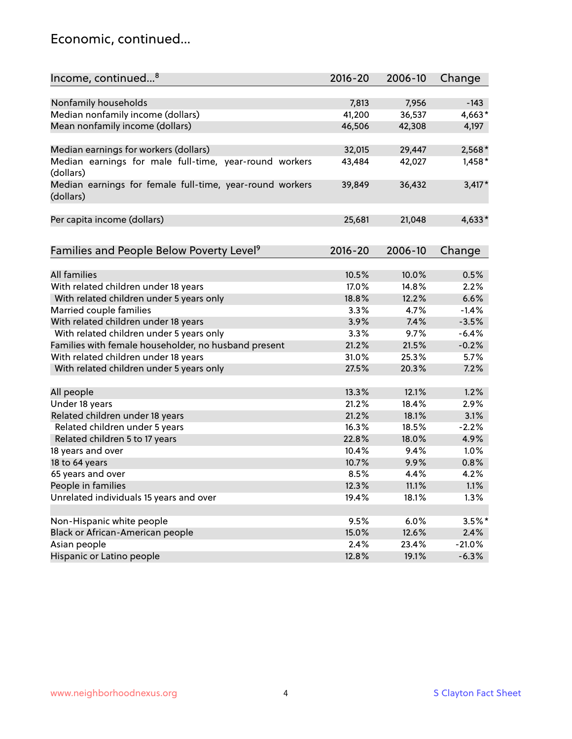## Economic, continued...

| Income, continued...[8] | 2016-20 | 2006-10 | Change |
|---|---|---|---|
| Nonfamily households | 7,813 | 7,956 | -143 |
| Median nonfamily income (dollars) | 41,200 | 36,537 | 4,663* |
| Mean nonfamily income (dollars) | 46,506 | 42,308 | 4,197 |
| Median earnings for workers (dollars) | 32,015 | 29,447 | 2,568* |
| Median earnings for male full-time, year-round workers (dollars) | 43,484 | 42,027 | 1,458* |
| Median earnings for female full-time, year-round workers (dollars) | 39,849 | 36,432 | 3,417* |
| Per capita income (dollars) | 25,681 | 21,048 | 4,633* |

| Families and People Below Poverty Level[9] | 2016-20 | 2006-10 | Change |
|---|---|---|---|
| All families | 10.5% | 10.0% | 0.5% |
| With related children under 18 years | 17.0% | 14.8% | 2.2% |
| With related children under 5 years only | 18.8% | 12.2% | 6.6% |
| Married couple families | 3.3% | 4.7% | -1.4% |
| With related children under 18 years | 3.9% | 7.4% | -3.5% |
| With related children under 5 years only | 3.3% | 9.7% | -6.4% |
| Families with female householder, no husband present | 21.2% | 21.5% | -0.2% |
| With related children under 18 years | 31.0% | 25.3% | 5.7% |
| With related children under 5 years only | 27.5% | 20.3% | 7.2% |
| All people | 13.3% | 12.1% | 1.2% |
| Under 18 years | 21.2% | 18.4% | 2.9% |
| Related children under 18 years | 21.2% | 18.1% | 3.1% |
| Related children under 5 years | 16.3% | 18.5% | -2.2% |
| Related children 5 to 17 years | 22.8% | 18.0% | 4.9% |
| 18 years and over | 10.4% | 9.4% | 1.0% |
| 18 to 64 years | 10.7% | 9.9% | 0.8% |
| 65 years and over | 8.5% | 4.4% | 4.2% |
| People in families | 12.3% | 11.1% | 1.1% |
| Unrelated individuals 15 years and over | 19.4% | 18.1% | 1.3% |
| Non-Hispanic white people | 9.5% | 6.0% | 3.5%* |
| Black or African-American people | 15.0% | 12.6% | 2.4% |
| Asian people | 2.4% | 23.4% | -21.0% |
| Hispanic or Latino people | 12.8% | 19.1% | -6.3% |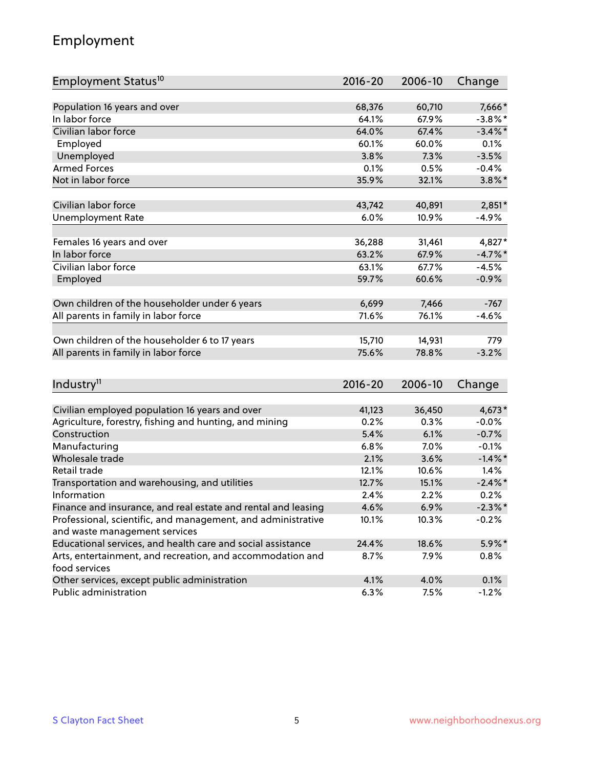## Employment

| Employment Status[10] | 2016-20 | 2006-10 | Change |
|---|---|---|---|
| Population 16 years and over | 68,376 | 60,710 | 7,666* |
| In labor force | 64.1% | 67.9% | -3.8%* |
| Civilian labor force | 64.0% | 67.4% | -3.4%* |
| Employed | 60.1% | 60.0% | 0.1% |
| Unemployed | 3.8% | 7.3% | -3.5% |
| Armed Forces | 0.1% | 0.5% | -0.4% |
| Not in labor force | 35.9% | 32.1% | 3.8%* |
| | | | |
| Civilian labor force | 43,742 | 40,891 | 2,851* |
| Unemployment Rate | 6.0% | 10.9% | -4.9% |
| | | | |
| Females 16 years and over | 36,288 | 31,461 | 4,827* |
| In labor force | 63.2% | 67.9% | -4.7%* |
| Civilian labor force | 63.1% | 67.7% | -4.5% |
| Employed | 59.7% | 60.6% | -0.9% |
| | | | |
| Own children of the householder under 6 years | 6,699 | 7,466 | -767 |
| All parents in family in labor force | 71.6% | 76.1% | -4.6% |
| | | | |
| Own children of the householder 6 to 17 years | 15,710 | 14,931 | 779 |
| All parents in family in labor force | 75.6% | 78.8% | -3.2% |

| Industry[11] | 2016-20 | 2006-10 | Change |
|---|---|---|---|
| Civilian employed population 16 years and over | 41,123 | 36,450 | 4,673* |
| Agriculture, forestry, fishing and hunting, and mining | 0.2% | 0.3% | -0.0% |
| Construction | 5.4% | 6.1% | -0.7% |
| Manufacturing | 6.8% | 7.0% | -0.1% |
| Wholesale trade | 2.1% | 3.6% | -1.4%* |
| Retail trade | 12.1% | 10.6% | 1.4% |
| Transportation and warehousing, and utilities | 12.7% | 15.1% | -2.4%* |
| Information | 2.4% | 2.2% | 0.2% |
| Finance and insurance, and real estate and rental and leasing | 4.6% | 6.9% | -2.3%* |
| Professional, scientific, and management, and administrative and waste management services | 10.1% | 10.3% | -0.2% |
| Educational services, and health care and social assistance | 24.4% | 18.6% | 5.9%* |
| Arts, entertainment, and recreation, and accommodation and food services | 8.7% | 7.9% | 0.8% |
| Other services, except public administration | 4.1% | 4.0% | 0.1% |
| Public administration | 6.3% | 7.5% | -1.2% |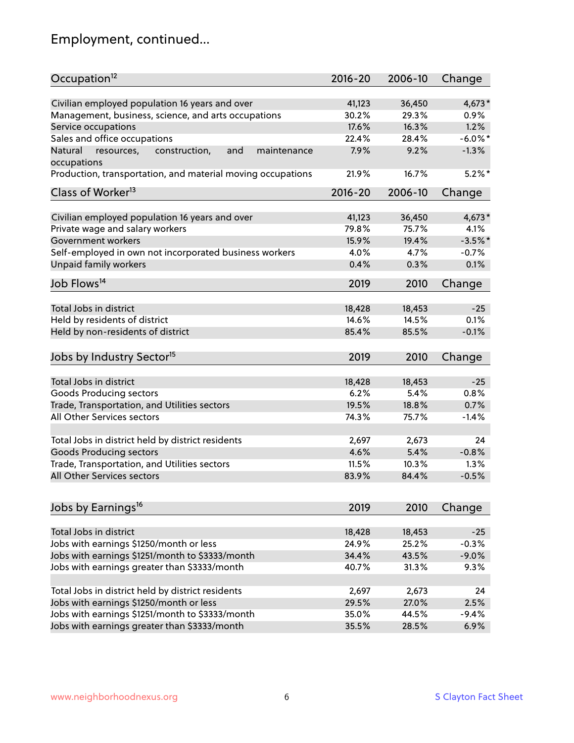# Employment, continued...

| Occupation[12] | 2016-20 | 2006-10 | Change |
|---|---|---|---|
| Civilian employed population 16 years and over | 41,123 | 36,450 | 4,673* |
| Management, business, science, and arts occupations | 30.2% | 29.3% | 0.9% |
| Service occupations | 17.6% | 16.3% | 1.2% |
| Sales and office occupations | 22.4% | 28.4% | -6.0%* |
| Natural resources, construction, and maintenance occupations | 7.9% | 9.2% | -1.3% |
| Production, transportation, and material moving occupations | 21.9% | 16.7% | 5.2%* |

| Class of Worker[13] | 2016-20 | 2006-10 | Change |
|---|---|---|---|
| Civilian employed population 16 years and over | 41,123 | 36,450 | 4,673* |
| Private wage and salary workers | 79.8% | 75.7% | 4.1% |
| Government workers | 15.9% | 19.4% | -3.5%* |
| Self-employed in own not incorporated business workers | 4.0% | 4.7% | -0.7% |
| Unpaid family workers | 0.4% | 0.3% | 0.1% |

| Job Flows[14] | 2019 | 2010 | Change |
|---|---|---|---|
| Total Jobs in district | 18,428 | 18,453 | -25 |
| Held by residents of district | 14.6% | 14.5% | 0.1% |
| Held by non-residents of district | 85.4% | 85.5% | -0.1% |

| Jobs by Industry Sector[15] | 2019 | 2010 | Change |
|---|---|---|---|
| Total Jobs in district | 18,428 | 18,453 | -25 |
| Goods Producing sectors | 6.2% | 5.4% | 0.8% |
| Trade, Transportation, and Utilities sectors | 19.5% | 18.8% | 0.7% |
| All Other Services sectors | 74.3% | 75.7% | -1.4% |
| | | | |
| Total Jobs in district held by district residents | 2,697 | 2,673 | 24 |
| Goods Producing sectors | 4.6% | 5.4% | -0.8% |
| Trade, Transportation, and Utilities sectors | 11.5% | 10.3% | 1.3% |
| All Other Services sectors | 83.9% | 84.4% | -0.5% |

| Jobs by Earnings[16] | 2019 | 2010 | Change |
|---|---|---|---|
| Total Jobs in district | 18,428 | 18,453 | -25 |
| Jobs with earnings $1250/month or less | 24.9% | 25.2% | -0.3% |
| Jobs with earnings $1251/month to $3333/month | 34.4% | 43.5% | -9.0% |
| Jobs with earnings greater than $3333/month | 40.7% | 31.3% | 9.3% |
| | | | |
| Total Jobs in district held by district residents | 2,697 | 2,673 | 24 |
| Jobs with earnings $1250/month or less | 29.5% | 27.0% | 2.5% |
| Jobs with earnings $1251/month to $3333/month | 35.0% | 44.5% | -9.4% |
| Jobs with earnings greater than $3333/month | 35.5% | 28.5% | 6.9% |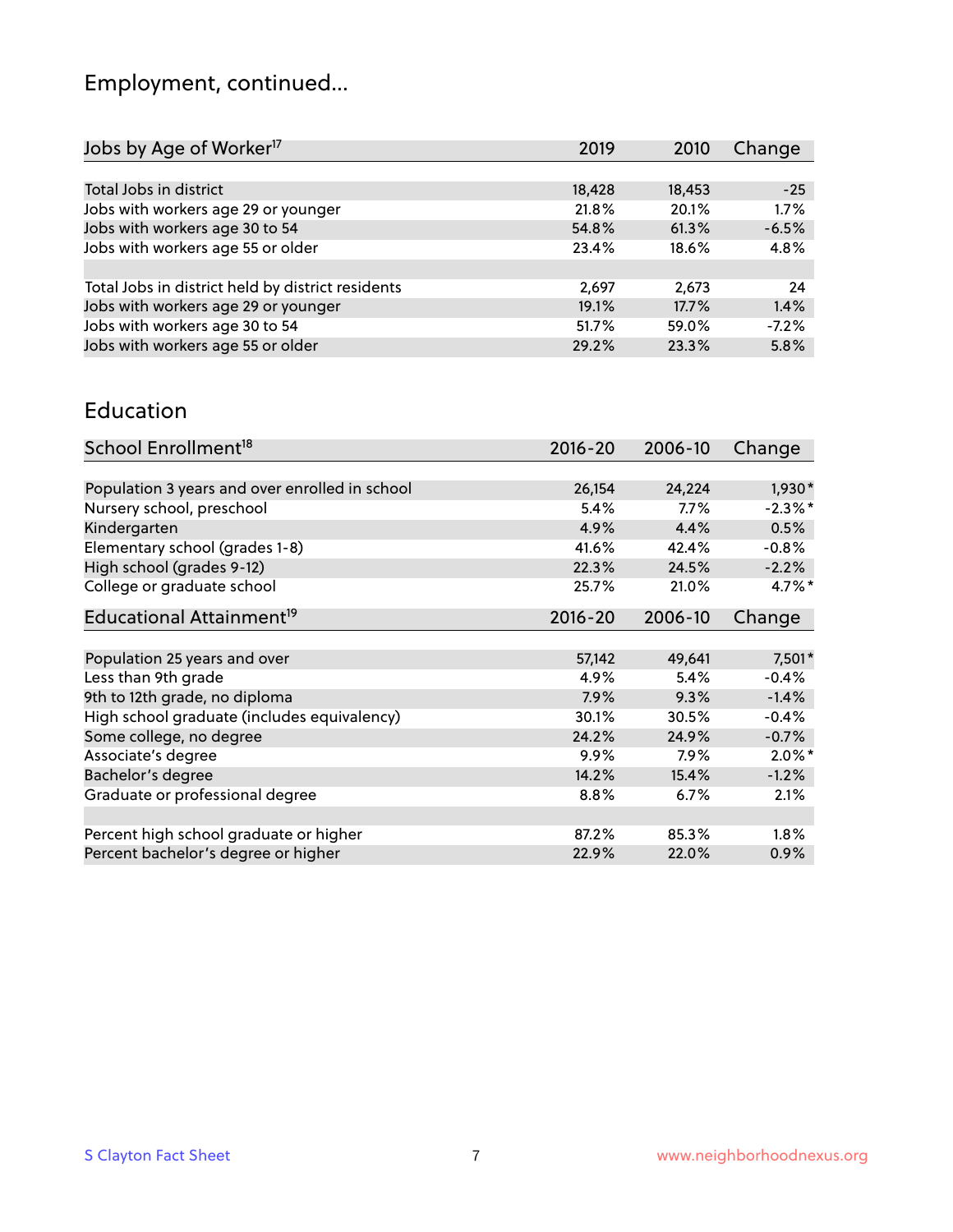# Employment, continued...

| Jobs by Age of Worker[17] | 2019 | 2010 | Change |
|---|---|---|---|
| Total Jobs in district | 18,428 | 18,453 | -25 |
| Jobs with workers age 29 or younger | 21.8% | 20.1% | 1.7% |
| Jobs with workers age 30 to 54 | 54.8% | 61.3% | -6.5% |
| Jobs with workers age 55 or older | 23.4% | 18.6% | 4.8% |
| | | | |
| Total Jobs in district held by district residents | 2,697 | 2,673 | 24 |
| Jobs with workers age 29 or younger | 19.1% | 17.7% | 1.4% |
| Jobs with workers age 30 to 54 | 51.7% | 59.0% | -7.2% |
| Jobs with workers age 55 or older | 29.2% | 23.3% | 5.8% |

# Education

| School Enrollment[18] | 2016-20 | 2006-10 | Change |
|---|---|---|---|
| Population 3 years and over enrolled in school | 26,154 | 24,224 | 1,930* |
| Nursery school, preschool | 5.4% | 7.7% | -2.3%* |
| Kindergarten | 4.9% | 4.4% | 0.5% |
| Elementary school (grades 1-8) | 41.6% | 42.4% | -0.8% |
| High school (grades 9-12) | 22.3% | 24.5% | -2.2% |
| College or graduate school | 25.7% | 21.0% | 4.7%* |

| Educational Attainment[19] | 2016-20 | 2006-10 | Change |
|---|---|---|---|
| Population 25 years and over | 57,142 | 49,641 | 7,501* |
| Less than 9th grade | 4.9% | 5.4% | -0.4% |
| 9th to 12th grade, no diploma | 7.9% | 9.3% | -1.4% |
| High school graduate (includes equivalency) | 30.1% | 30.5% | -0.4% |
| Some college, no degree | 24.2% | 24.9% | -0.7% |
| Associate's degree | 9.9% | 7.9% | 2.0%* |
| Bachelor's degree | 14.2% | 15.4% | -1.2% |
| Graduate or professional degree | 8.8% | 6.7% | 2.1% |
| | | | |
| Percent high school graduate or higher | 87.2% | 85.3% | 1.8% |
| Percent bachelor's degree or higher | 22.9% | 22.0% | 0.9% |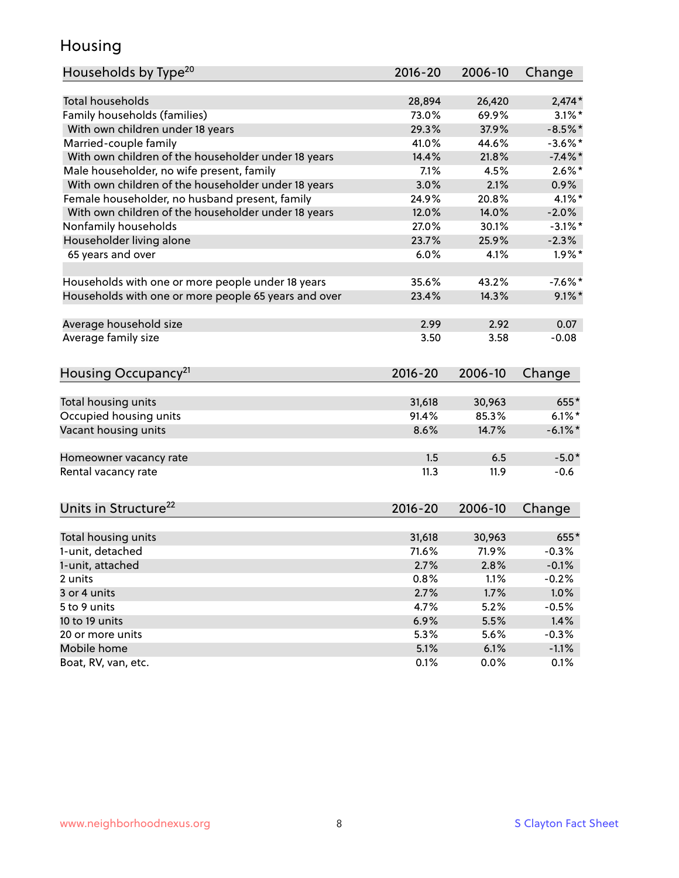## Housing

| Households by Type[20] | 2016-20 | 2006-10 | Change |
|---|---|---|---|
| Total households | 28,894 | 26,420 | 2,474* |
| Family households (families) | 73.0% | 69.9% | 3.1%* |
| With own children under 18 years | 29.3% | 37.9% | -8.5%* |
| Married-couple family | 41.0% | 44.6% | -3.6%* |
| With own children of the householder under 18 years | 14.4% | 21.8% | -7.4%* |
| Male householder, no wife present, family | 7.1% | 4.5% | 2.6%* |
| With own children of the householder under 18 years | 3.0% | 2.1% | 0.9% |
| Female householder, no husband present, family | 24.9% | 20.8% | 4.1%* |
| With own children of the householder under 18 years | 12.0% | 14.0% | -2.0% |
| Nonfamily households | 27.0% | 30.1% | -3.1%* |
| Householder living alone | 23.7% | 25.9% | -2.3% |
| 65 years and over | 6.0% | 4.1% | 1.9%* |
| | | | |
| Households with one or more people under 18 years | 35.6% | 43.2% | -7.6%* |
| Households with one or more people 65 years and over | 23.4% | 14.3% | 9.1%* |
| | | | |
| Average household size | 2.99 | 2.92 | 0.07 |
| Average family size | 3.50 | 3.58 | -0.08 |

| Housing Occupancy[21] | 2016-20 | 2006-10 | Change |
|---|---|---|---|
| Total housing units | 31,618 | 30,963 | 655* |
| Occupied housing units | 91.4% | 85.3% | 6.1%* |
| Vacant housing units | 8.6% | 14.7% | -6.1%* |
| | | | |
| Homeowner vacancy rate | 1.5 | 6.5 | -5.0* |
| Rental vacancy rate | 11.3 | 11.9 | -0.6 |

| Units in Structure[22] | 2016-20 | 2006-10 | Change |
|---|---|---|---|
| Total housing units | 31,618 | 30,963 | 655* |
| 1-unit, detached | 71.6% | 71.9% | -0.3% |
| 1-unit, attached | 2.7% | 2.8% | -0.1% |
| 2 units | 0.8% | 1.1% | -0.2% |
| 3 or 4 units | 2.7% | 1.7% | 1.0% |
| 5 to 9 units | 4.7% | 5.2% | -0.5% |
| 10 to 19 units | 6.9% | 5.5% | 1.4% |
| 20 or more units | 5.3% | 5.6% | -0.3% |
| Mobile home | 5.1% | 6.1% | -1.1% |
| Boat, RV, van, etc. | 0.1% | 0.0% | 0.1% |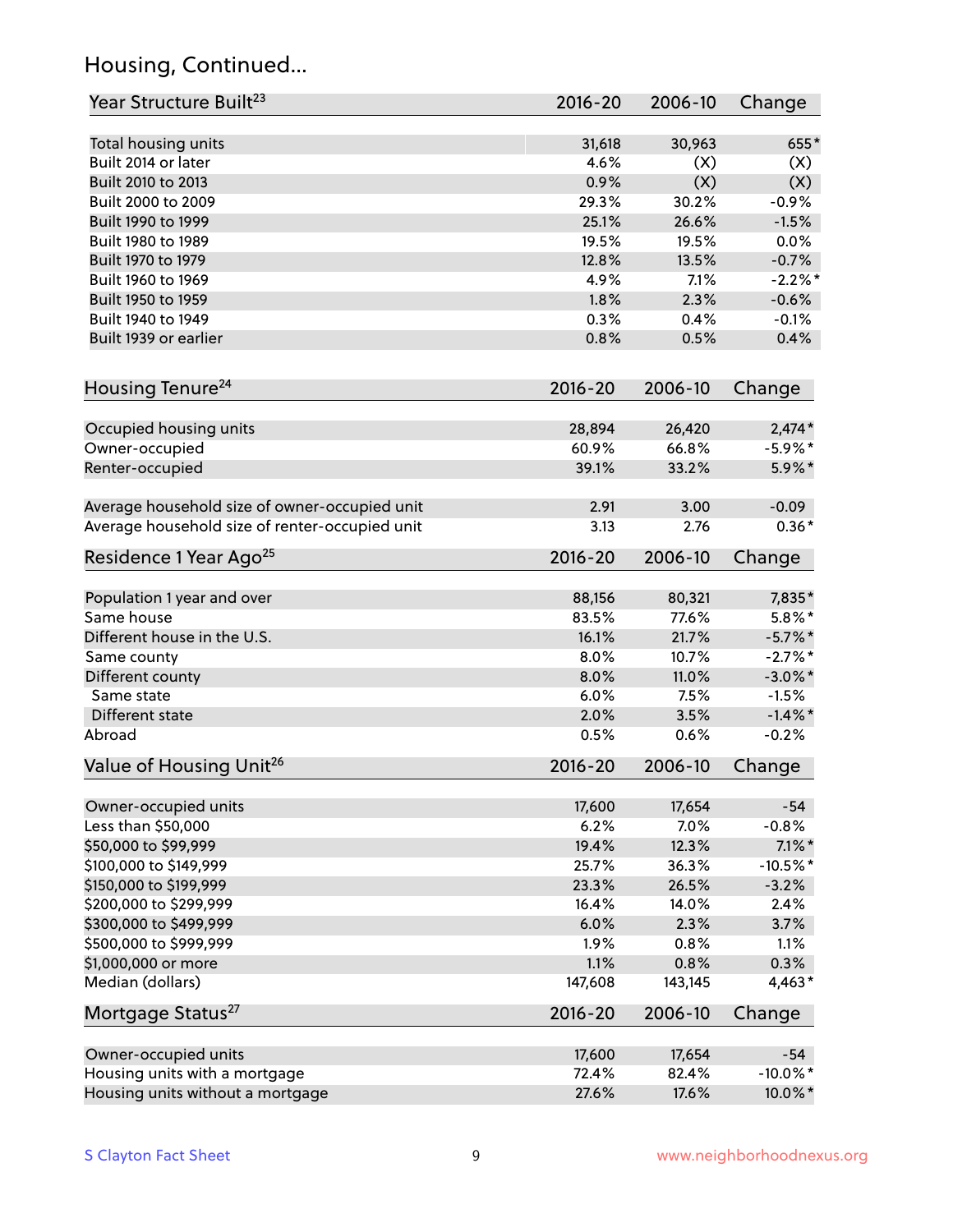## Housing, Continued...

| Year Structure Built[23] | 2016-20 | 2006-10 | Change |
|---|---|---|---|
| Total housing units | 31,618 | 30,963 | 655* |
| Built 2014 or later | 4.6% | (X) | (X) |
| Built 2010 to 2013 | 0.9% | (X) | (X) |
| Built 2000 to 2009 | 29.3% | 30.2% | -0.9% |
| Built 1990 to 1999 | 25.1% | 26.6% | -1.5% |
| Built 1980 to 1989 | 19.5% | 19.5% | 0.0% |
| Built 1970 to 1979 | 12.8% | 13.5% | -0.7% |
| Built 1960 to 1969 | 4.9% | 7.1% | -2.2%* |
| Built 1950 to 1959 | 1.8% | 2.3% | -0.6% |
| Built 1940 to 1949 | 0.3% | 0.4% | -0.1% |
| Built 1939 or earlier | 0.8% | 0.5% | 0.4% |

| Housing Tenure[24] | 2016-20 | 2006-10 | Change |
|---|---|---|---|
| Occupied housing units | 28,894 | 26,420 | 2,474* |
| Owner-occupied | 60.9% | 66.8% | -5.9%* |
| Renter-occupied | 39.1% | 33.2% | 5.9%* |
| Average household size of owner-occupied unit | 2.91 | 3.00 | -0.09 |
| Average household size of renter-occupied unit | 3.13 | 2.76 | 0.36* |

| Residence 1 Year Ago[25] | 2016-20 | 2006-10 | Change |
|---|---|---|---|
| Population 1 year and over | 88,156 | 80,321 | 7,835* |
| Same house | 83.5% | 77.6% | 5.8%* |
| Different house in the U.S. | 16.1% | 21.7% | -5.7%* |
| Same county | 8.0% | 10.7% | -2.7%* |
| Different county | 8.0% | 11.0% | -3.0%* |
| Same state | 6.0% | 7.5% | -1.5% |
| Different state | 2.0% | 3.5% | -1.4%* |
| Abroad | 0.5% | 0.6% | -0.2% |

| Value of Housing Unit[26] | 2016-20 | 2006-10 | Change |
|---|---|---|---|
| Owner-occupied units | 17,600 | 17,654 | -54 |
| Less than $50,000 | 6.2% | 7.0% | -0.8% |
| $50,000 to $99,999 | 19.4% | 12.3% | 7.1%* |
| $100,000 to $149,999 | 25.7% | 36.3% | -10.5%* |
| $150,000 to $199,999 | 23.3% | 26.5% | -3.2% |
| $200,000 to $299,999 | 16.4% | 14.0% | 2.4% |
| $300,000 to $499,999 | 6.0% | 2.3% | 3.7% |
| $500,000 to $999,999 | 1.9% | 0.8% | 1.1% |
| $1,000,000 or more | 1.1% | 0.8% | 0.3% |
| Median (dollars) | 147,608 | 143,145 | 4,463* |

| Mortgage Status[27] | 2016-20 | 2006-10 | Change |
|---|---|---|---|
| Owner-occupied units | 17,600 | 17,654 | -54 |
| Housing units with a mortgage | 72.4% | 82.4% | -10.0%* |
| Housing units without a mortgage | 27.6% | 17.6% | 10.0%* |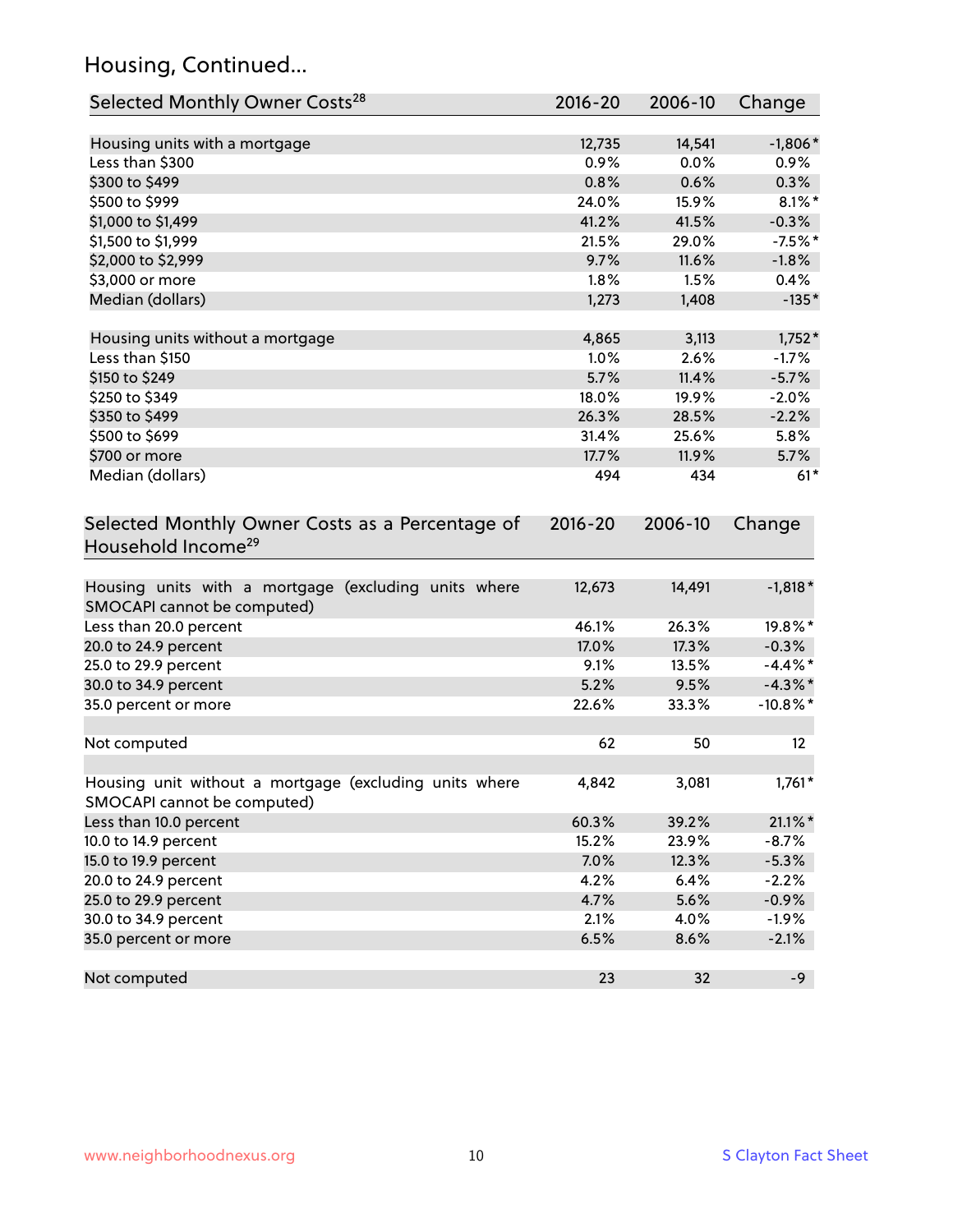## Housing, Continued...

| Selected Monthly Owner Costs[28] | 2016-20 | 2006-10 | Change |
|---|---|---|---|
| Housing units with a mortgage | 12,735 | 14,541 | -1,806* |
| Less than $300 | 0.9% | 0.0% | 0.9% |
| $300 to $499 | 0.8% | 0.6% | 0.3% |
| $500 to $999 | 24.0% | 15.9% | 8.1%* |
| $1,000 to $1,499 | 41.2% | 41.5% | -0.3% |
| $1,500 to $1,999 | 21.5% | 29.0% | -7.5%* |
| $2,000 to $2,999 | 9.7% | 11.6% | -1.8% |
| $3,000 or more | 1.8% | 1.5% | 0.4% |
| Median (dollars) | 1,273 | 1,408 | -135* |
| | | | |
| Housing units without a mortgage | 4,865 | 3,113 | 1,752* |
| Less than $150 | 1.0% | 2.6% | -1.7% |
| $150 to $249 | 5.7% | 11.4% | -5.7% |
| $250 to $349 | 18.0% | 19.9% | -2.0% |
| $350 to $499 | 26.3% | 28.5% | -2.2% |
| $500 to $699 | 31.4% | 25.6% | 5.8% |
| $700 or more | 17.7% | 11.9% | 5.7% |
| Median (dollars) | 494 | 434 | 61* |

| Selected Monthly Owner Costs as a Percentage of Household Income[29] | 2016-20 | 2006-10 | Change |
|---|---|---|---|
| Housing units with a mortgage (excluding units where SMOCAPI cannot be computed) | 12,673 | 14,491 | -1,818* |
| Less than 20.0 percent | 46.1% | 26.3% | 19.8%* |
| 20.0 to 24.9 percent | 17.0% | 17.3% | -0.3% |
| 25.0 to 29.9 percent | 9.1% | 13.5% | -4.4%* |
| 30.0 to 34.9 percent | 5.2% | 9.5% | -4.3%* |
| 35.0 percent or more | 22.6% | 33.3% | -10.8%* |
| | | | |
| Not computed | 62 | 50 | 12 |
| | | | |
| Housing unit without a mortgage (excluding units where SMOCAPI cannot be computed) | 4,842 | 3,081 | 1,761* |
| Less than 10.0 percent | 60.3% | 39.2% | 21.1%* |
| 10.0 to 14.9 percent | 15.2% | 23.9% | -8.7% |
| 15.0 to 19.9 percent | 7.0% | 12.3% | -5.3% |
| 20.0 to 24.9 percent | 4.2% | 6.4% | -2.2% |
| 25.0 to 29.9 percent | 4.7% | 5.6% | -0.9% |
| 30.0 to 34.9 percent | 2.1% | 4.0% | -1.9% |
| 35.0 percent or more | 6.5% | 8.6% | -2.1% |
| | | | |
| Not computed | 23 | 32 | -9 |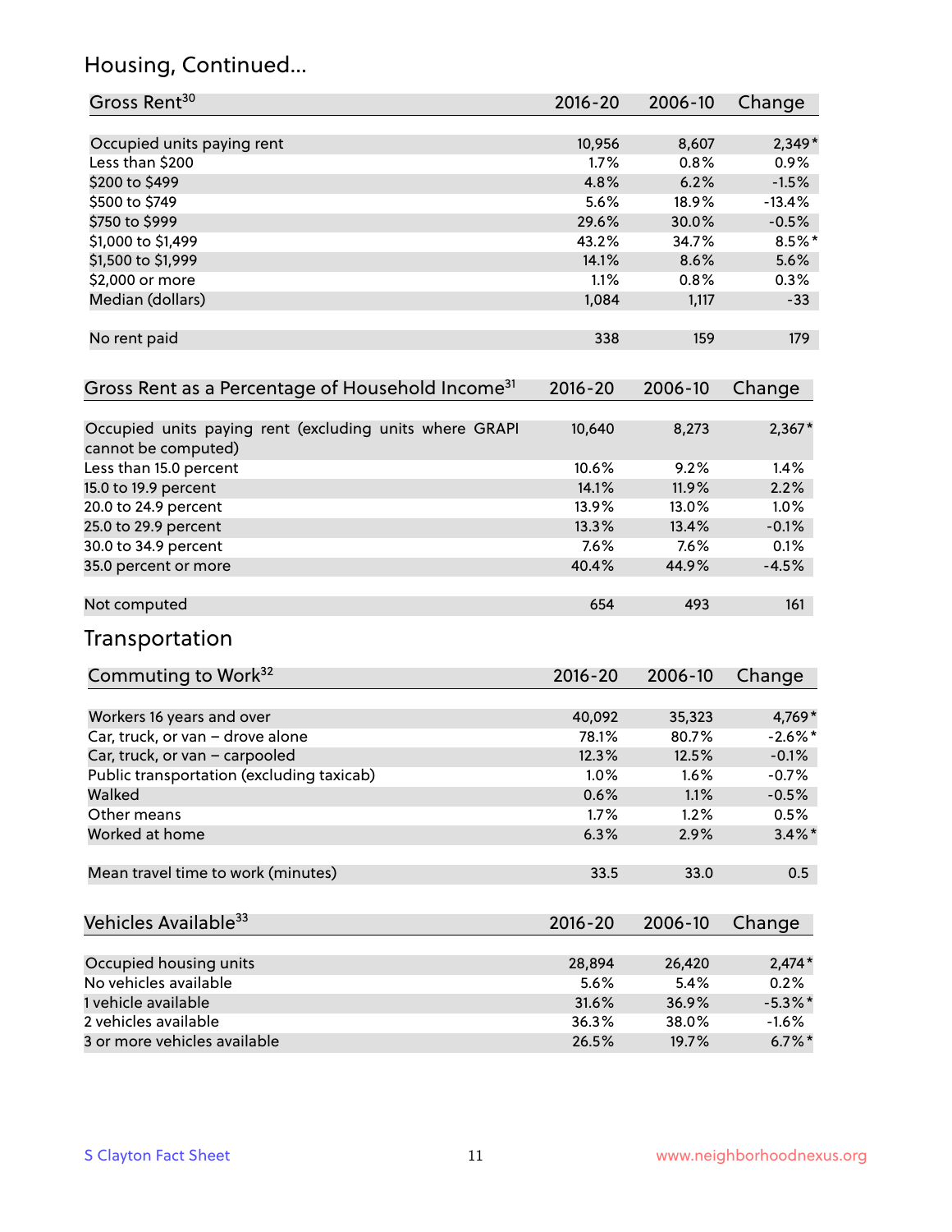## Housing, Continued...

| Gross Rent[30] | 2016-20 | 2006-10 | Change |
|---|---|---|---|
| Occupied units paying rent | 10,956 | 8,607 | 2,349* |
| Less than $200 | 1.7% | 0.8% | 0.9% |
| $200 to $499 | 4.8% | 6.2% | -1.5% |
| $500 to $749 | 5.6% | 18.9% | -13.4% |
| $750 to $999 | 29.6% | 30.0% | -0.5% |
| $1,000 to $1,499 | 43.2% | 34.7% | 8.5%* |
| $1,500 to $1,999 | 14.1% | 8.6% | 5.6% |
| $2,000 or more | 1.1% | 0.8% | 0.3% |
| Median (dollars) | 1,084 | 1,117 | -33 |
| No rent paid | 338 | 159 | 179 |

| Gross Rent as a Percentage of Household Income[31] | 2016-20 | 2006-10 | Change |
|---|---|---|---|
| Occupied units paying rent (excluding units where GRAPI cannot be computed) | 10,640 | 8,273 | 2,367* |
| Less than 15.0 percent | 10.6% | 9.2% | 1.4% |
| 15.0 to 19.9 percent | 14.1% | 11.9% | 2.2% |
| 20.0 to 24.9 percent | 13.9% | 13.0% | 1.0% |
| 25.0 to 29.9 percent | 13.3% | 13.4% | -0.1% |
| 30.0 to 34.9 percent | 7.6% | 7.6% | 0.1% |
| 35.0 percent or more | 40.4% | 44.9% | -4.5% |
| Not computed | 654 | 493 | 161 |

## Transportation

| Commuting to Work[32] | 2016-20 | 2006-10 | Change |
|---|---|---|---|
| Workers 16 years and over | 40,092 | 35,323 | 4,769* |
| Car, truck, or van – drove alone | 78.1% | 80.7% | -2.6%* |
| Car, truck, or van – carpooled | 12.3% | 12.5% | -0.1% |
| Public transportation (excluding taxicab) | 1.0% | 1.6% | -0.7% |
| Walked | 0.6% | 1.1% | -0.5% |
| Other means | 1.7% | 1.2% | 0.5% |
| Worked at home | 6.3% | 2.9% | 3.4%* |
| Mean travel time to work (minutes) | 33.5 | 33.0 | 0.5 |

| Vehicles Available[33] | 2016-20 | 2006-10 | Change |
|---|---|---|---|
| Occupied housing units | 28,894 | 26,420 | 2,474* |
| No vehicles available | 5.6% | 5.4% | 0.2% |
| 1 vehicle available | 31.6% | 36.9% | -5.3%* |
| 2 vehicles available | 36.3% | 38.0% | -1.6% |
| 3 or more vehicles available | 26.5% | 19.7% | 6.7%* |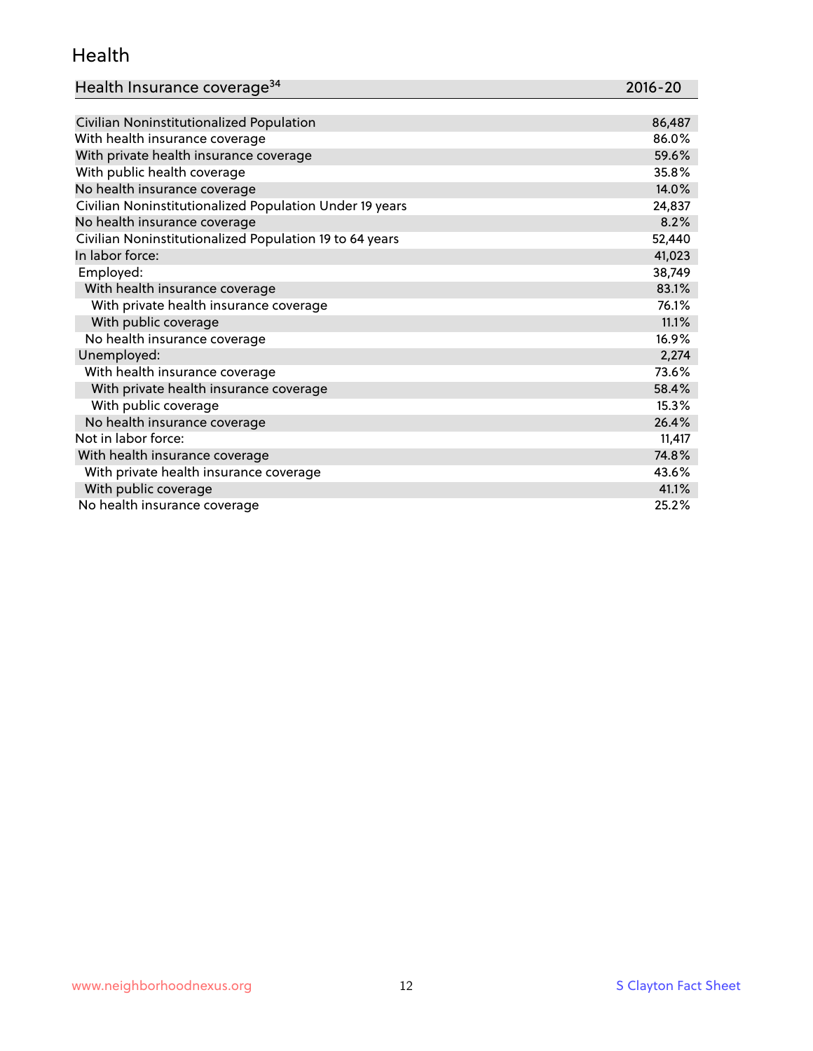## Health

| Health Insurance coverage[34] | 2016-20 |
| --- | --- |
| Civilian Noninstitutionalized Population | 86,487 |
| With health insurance coverage | 86.0% |
| With private health insurance coverage | 59.6% |
| With public health coverage | 35.8% |
| No health insurance coverage | 14.0% |
| Civilian Noninstitutionalized Population Under 19 years | 24,837 |
| No health insurance coverage | 8.2% |
| Civilian Noninstitutionalized Population 19 to 64 years | 52,440 |
| In labor force: | 41,023 |
| Employed: | 38,749 |
| With health insurance coverage | 83.1% |
| With private health insurance coverage | 76.1% |
| With public coverage | 11.1% |
| No health insurance coverage | 16.9% |
| Unemployed: | 2,274 |
| With health insurance coverage | 73.6% |
| With private health insurance coverage | 58.4% |
| With public coverage | 15.3% |
| No health insurance coverage | 26.4% |
| Not in labor force: | 11,417 |
| With health insurance coverage | 74.8% |
| With private health insurance coverage | 43.6% |
| With public coverage | 41.1% |
| No health insurance coverage | 25.2% |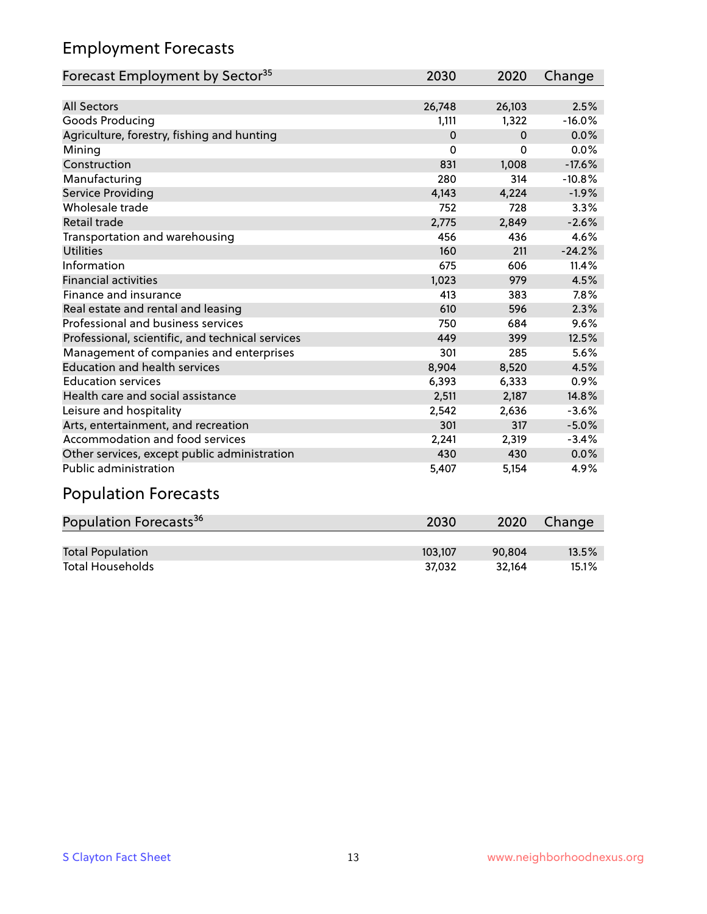## Employment Forecasts

| Forecast Employment by Sector[35] | 2030 | 2020 | Change |
|---|---|---|---|
| All Sectors | 26,748 | 26,103 | 2.5% |
| Goods Producing | 1,111 | 1,322 | -16.0% |
| Agriculture, forestry, fishing and hunting | 0 | 0 | 0.0% |
| Mining | 0 | 0 | 0.0% |
| Construction | 831 | 1,008 | -17.6% |
| Manufacturing | 280 | 314 | -10.8% |
| Service Providing | 4,143 | 4,224 | -1.9% |
| Wholesale trade | 752 | 728 | 3.3% |
| Retail trade | 2,775 | 2,849 | -2.6% |
| Transportation and warehousing | 456 | 436 | 4.6% |
| Utilities | 160 | 211 | -24.2% |
| Information | 675 | 606 | 11.4% |
| Financial activities | 1,023 | 979 | 4.5% |
| Finance and insurance | 413 | 383 | 7.8% |
| Real estate and rental and leasing | 610 | 596 | 2.3% |
| Professional and business services | 750 | 684 | 9.6% |
| Professional, scientific, and technical services | 449 | 399 | 12.5% |
| Management of companies and enterprises | 301 | 285 | 5.6% |
| Education and health services | 8,904 | 8,520 | 4.5% |
| Education services | 6,393 | 6,333 | 0.9% |
| Health care and social assistance | 2,511 | 2,187 | 14.8% |
| Leisure and hospitality | 2,542 | 2,636 | -3.6% |
| Arts, entertainment, and recreation | 301 | 317 | -5.0% |
| Accommodation and food services | 2,241 | 2,319 | -3.4% |
| Other services, except public administration | 430 | 430 | 0.0% |
| Public administration | 5,407 | 5,154 | 4.9% |

## Population Forecasts

| Population Forecasts[36] | 2030 | 2020 | Change |
|---|---|---|---|
| Total Population | 103,107 | 90,804 | 13.5% |
| Total Households | 37,032 | 32,164 | 15.1% |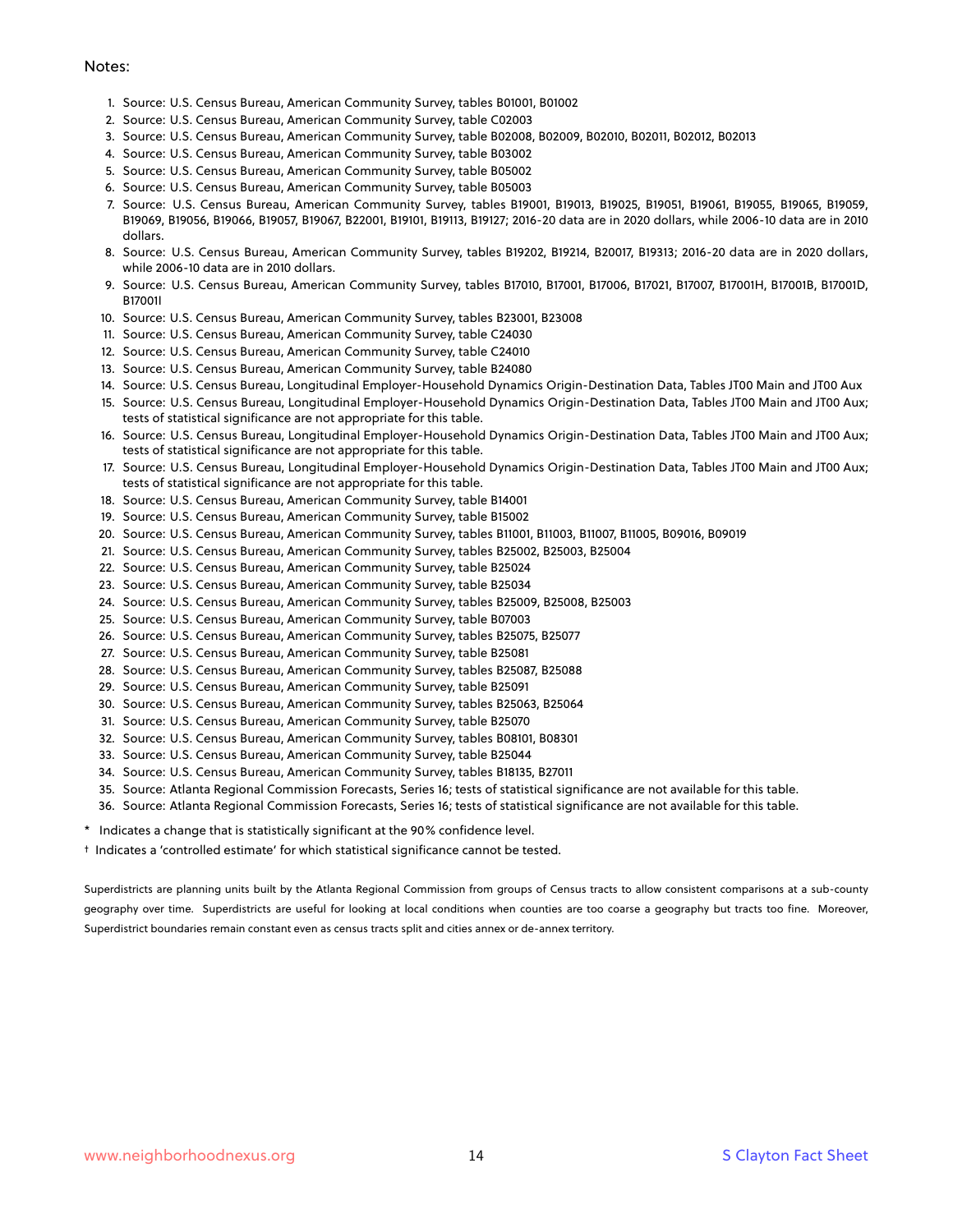Notes:

1. Source: U.S. Census Bureau, American Community Survey, tables B01001, B01002
2. Source: U.S. Census Bureau, American Community Survey, table C02003
3. Source: U.S. Census Bureau, American Community Survey, table B02008, B02009, B02010, B02011, B02012, B02013
4. Source: U.S. Census Bureau, American Community Survey, table B03002
5. Source: U.S. Census Bureau, American Community Survey, table B05002
6. Source: U.S. Census Bureau, American Community Survey, table B05003
7. Source: U.S. Census Bureau, American Community Survey, tables B19001, B19013, B19025, B19051, B19061, B19055, B19065, B19059, B19069, B19056, B19066, B19057, B19067, B22001, B19101, B19113, B19127; 2016-20 data are in 2020 dollars, while 2006-10 data are in 2010 dollars.
8. Source: U.S. Census Bureau, American Community Survey, tables B19202, B19214, B20017, B19313; 2016-20 data are in 2020 dollars, while 2006-10 data are in 2010 dollars.
9. Source: U.S. Census Bureau, American Community Survey, tables B17010, B17001, B17006, B17021, B17007, B17001H, B17001B, B17001D, B17001I
10. Source: U.S. Census Bureau, American Community Survey, tables B23001, B23008
11. Source: U.S. Census Bureau, American Community Survey, table C24030
12. Source: U.S. Census Bureau, American Community Survey, table C24010
13. Source: U.S. Census Bureau, American Community Survey, table B24080
14. Source: U.S. Census Bureau, Longitudinal Employer-Household Dynamics Origin-Destination Data, Tables JT00 Main and JT00 Aux
15. Source: U.S. Census Bureau, Longitudinal Employer-Household Dynamics Origin-Destination Data, Tables JT00 Main and JT00 Aux; tests of statistical significance are not appropriate for this table.
16. Source: U.S. Census Bureau, Longitudinal Employer-Household Dynamics Origin-Destination Data, Tables JT00 Main and JT00 Aux; tests of statistical significance are not appropriate for this table.
17. Source: U.S. Census Bureau, Longitudinal Employer-Household Dynamics Origin-Destination Data, Tables JT00 Main and JT00 Aux; tests of statistical significance are not appropriate for this table.
18. Source: U.S. Census Bureau, American Community Survey, table B14001
19. Source: U.S. Census Bureau, American Community Survey, table B15002
20. Source: U.S. Census Bureau, American Community Survey, tables B11001, B11003, B11007, B11005, B09016, B09019
21. Source: U.S. Census Bureau, American Community Survey, tables B25002, B25003, B25004
22. Source: U.S. Census Bureau, American Community Survey, table B25024
23. Source: U.S. Census Bureau, American Community Survey, table B25034
24. Source: U.S. Census Bureau, American Community Survey, tables B25009, B25008, B25003
25. Source: U.S. Census Bureau, American Community Survey, table B07003
26. Source: U.S. Census Bureau, American Community Survey, tables B25075, B25077
27. Source: U.S. Census Bureau, American Community Survey, table B25081
28. Source: U.S. Census Bureau, American Community Survey, tables B25087, B25088
29. Source: U.S. Census Bureau, American Community Survey, table B25091
30. Source: U.S. Census Bureau, American Community Survey, tables B25063, B25064
31. Source: U.S. Census Bureau, American Community Survey, table B25070
32. Source: U.S. Census Bureau, American Community Survey, tables B08101, B08301
33. Source: U.S. Census Bureau, American Community Survey, table B25044
34. Source: U.S. Census Bureau, American Community Survey, tables B18135, B27011
35. Source: Atlanta Regional Commission Forecasts, Series 16; tests of statistical significance are not available for this table.
36. Source: Atlanta Regional Commission Forecasts, Series 16; tests of statistical significance are not available for this table.

\* Indicates a change that is statistically significant at the 90% confidence level.

† Indicates a 'controlled estimate' for which statistical significance cannot be tested.

Superdistricts are planning units built by the Atlanta Regional Commission from groups of Census tracts to allow consistent comparisons at a sub-county geography over time. Superdistricts are useful for looking at local conditions when counties are too coarse a geography but tracts too fine. Moreover, Superdistrict boundaries remain constant even as census tracts split and cities annex or de-annex territory.